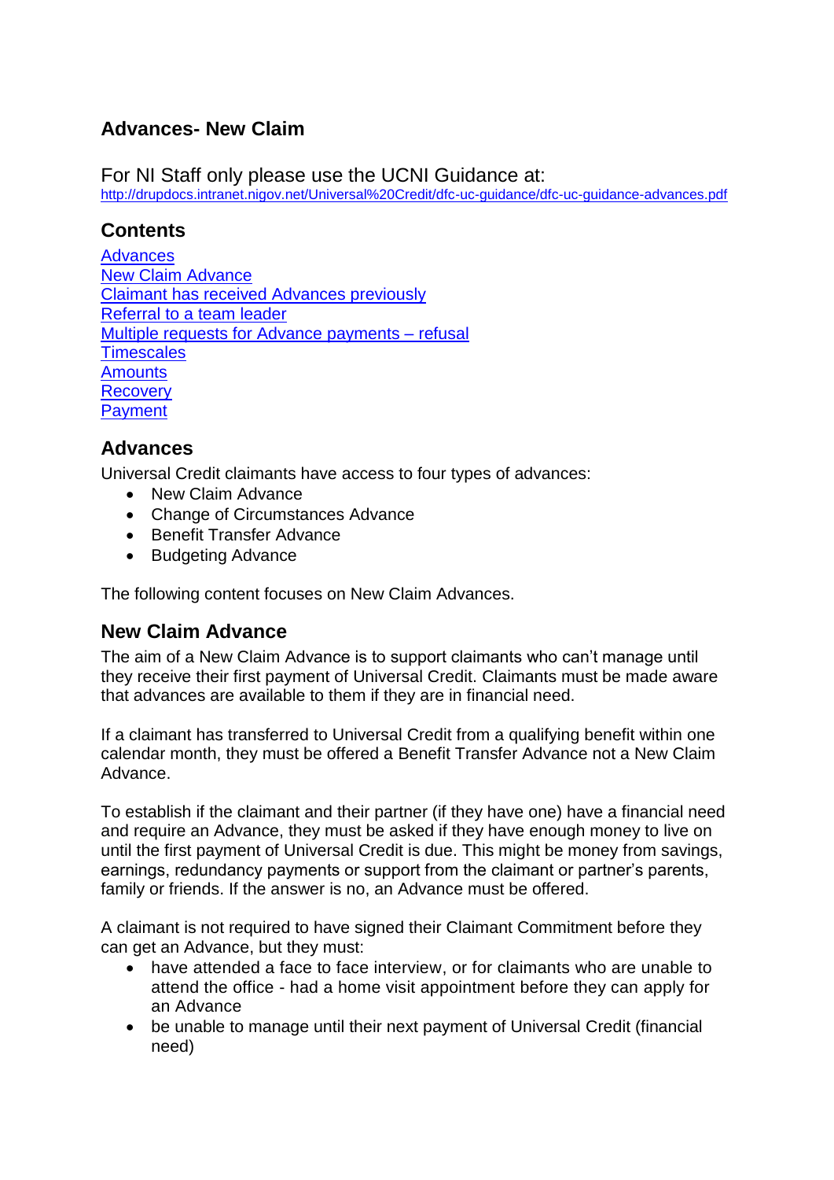## Advances- New Claim

For NI Staff only please use the UCNI Guidance at:
http://drupdocs.intranet.nigov.net/Universal%20Credit/dfc-uc-guidance/dfc-uc-guidance-advances.pdf

### Contents

[Advances]
[New Claim Advance]
[Claimant has received Advances previously]
[Referral to a team leader]
[Multiple requests for Advance payments – refusal]
[Timescales]
[Amounts]
[Recovery]
[Payment]

### Advances

Universal Credit claimants have access to four types of advances:

- New Claim Advance
- Change of Circumstances Advance
- Benefit Transfer Advance
- Budgeting Advance

The following content focuses on New Claim Advances.

### New Claim Advance

The aim of a New Claim Advance is to support claimants who can't manage until they receive their first payment of Universal Credit. Claimants must be made aware that advances are available to them if they are in financial need.

If a claimant has transferred to Universal Credit from a qualifying benefit within one calendar month, they must be offered a Benefit Transfer Advance not a New Claim Advance.

To establish if the claimant and their partner (if they have one) have a financial need and require an Advance, they must be asked if they have enough money to live on until the first payment of Universal Credit is due. This might be money from savings, earnings, redundancy payments or support from the claimant or partner's parents, family or friends. If the answer is no, an Advance must be offered.

A claimant is not required to have signed their Claimant Commitment before they can get an Advance, but they must:

- have attended a face to face interview, or for claimants who are unable to attend the office - had a home visit appointment before they can apply for an Advance
- be unable to manage until their next payment of Universal Credit (financial need)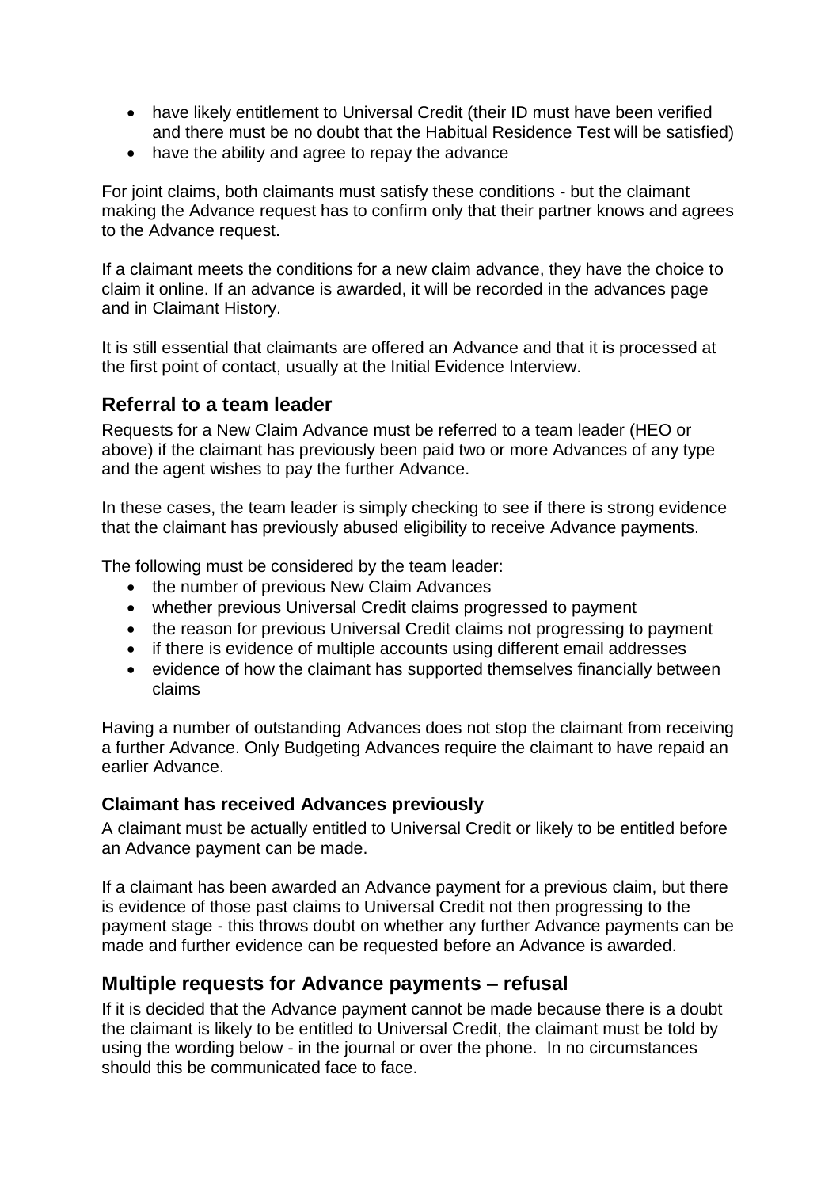- have likely entitlement to Universal Credit (their ID must have been verified and there must be no doubt that the Habitual Residence Test will be satisfied)
- have the ability and agree to repay the advance

For joint claims, both claimants must satisfy these conditions - but the claimant making the Advance request has to confirm only that their partner knows and agrees to the Advance request.

If a claimant meets the conditions for a new claim advance, they have the choice to claim it online. If an advance is awarded, it will be recorded in the advances page and in Claimant History.

It is still essential that claimants are offered an Advance and that it is processed at the first point of contact, usually at the Initial Evidence Interview.

## Referral to a team leader

Requests for a New Claim Advance must be referred to a team leader (HEO or above) if the claimant has previously been paid two or more Advances of any type and the agent wishes to pay the further Advance.

In these cases, the team leader is simply checking to see if there is strong evidence that the claimant has previously abused eligibility to receive Advance payments.

The following must be considered by the team leader:

- the number of previous New Claim Advances
- whether previous Universal Credit claims progressed to payment
- the reason for previous Universal Credit claims not progressing to payment
- if there is evidence of multiple accounts using different email addresses
- evidence of how the claimant has supported themselves financially between claims

Having a number of outstanding Advances does not stop the claimant from receiving a further Advance. Only Budgeting Advances require the claimant to have repaid an earlier Advance.

### Claimant has received Advances previously

A claimant must be actually entitled to Universal Credit or likely to be entitled before an Advance payment can be made.

If a claimant has been awarded an Advance payment for a previous claim, but there is evidence of those past claims to Universal Credit not then progressing to the payment stage - this throws doubt on whether any further Advance payments can be made and further evidence can be requested before an Advance is awarded.

## Multiple requests for Advance payments – refusal

If it is decided that the Advance payment cannot be made because there is a doubt the claimant is likely to be entitled to Universal Credit, the claimant must be told by using the wording below - in the journal or over the phone. In no circumstances should this be communicated face to face.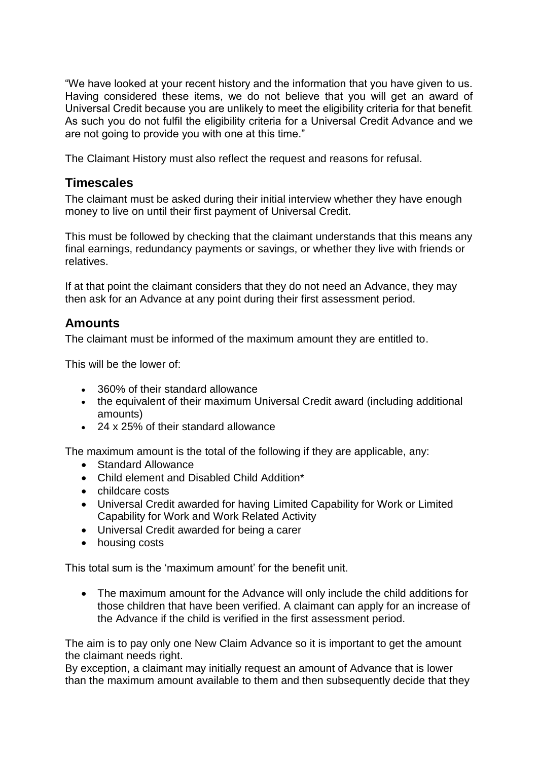"We have looked at your recent history and the information that you have given to us. Having considered these items, we do not believe that you will get an award of Universal Credit because you are unlikely to meet the eligibility criteria for that benefit. As such you do not fulfil the eligibility criteria for a Universal Credit Advance and we are not going to provide you with one at this time."

The Claimant History must also reflect the request and reasons for refusal.

## Timescales

The claimant must be asked during their initial interview whether they have enough money to live on until their first payment of Universal Credit.

This must be followed by checking that the claimant understands that this means any final earnings, redundancy payments or savings, or whether they live with friends or relatives.

If at that point the claimant considers that they do not need an Advance, they may then ask for an Advance at any point during their first assessment period.

## Amounts

The claimant must be informed of the maximum amount they are entitled to.

This will be the lower of:

- 360% of their standard allowance
- the equivalent of their maximum Universal Credit award (including additional amounts)
- 24 x 25% of their standard allowance

The maximum amount is the total of the following if they are applicable, any:

- Standard Allowance
- Child element and Disabled Child Addition*
- childcare costs
- Universal Credit awarded for having Limited Capability for Work or Limited Capability for Work and Work Related Activity
- Universal Credit awarded for being a carer
- housing costs

This total sum is the 'maximum amount' for the benefit unit.

- The maximum amount for the Advance will only include the child additions for those children that have been verified. A claimant can apply for an increase of the Advance if the child is verified in the first assessment period.

The aim is to pay only one New Claim Advance so it is important to get the amount the claimant needs right.
By exception, a claimant may initially request an amount of Advance that is lower than the maximum amount available to them and then subsequently decide that they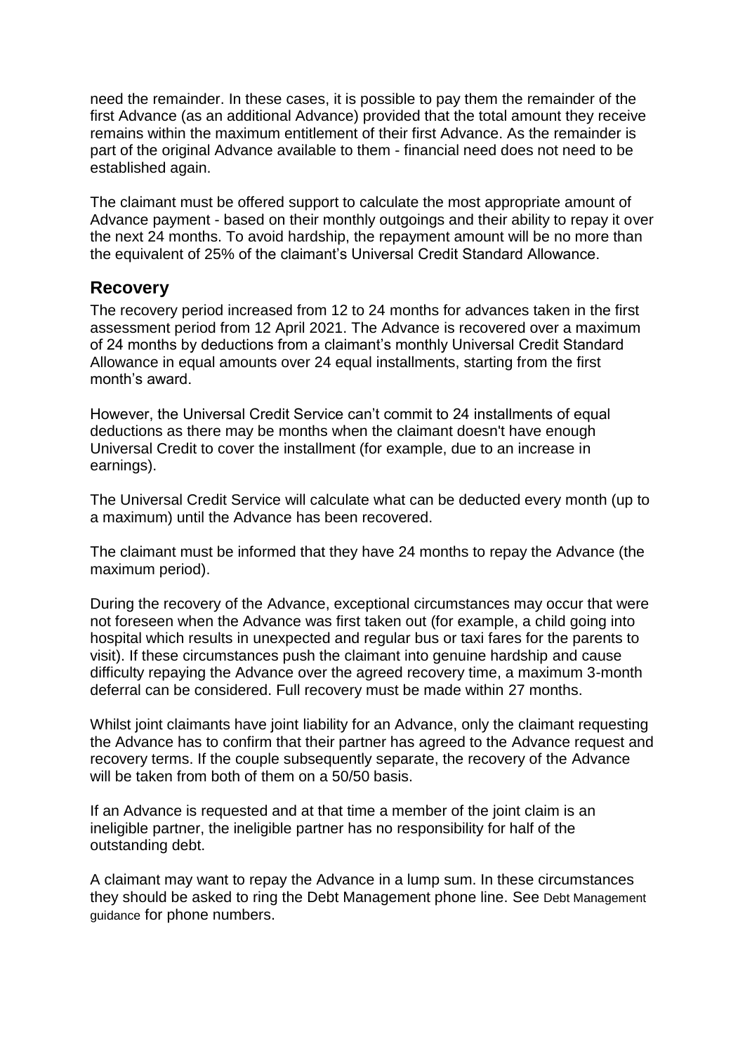need the remainder. In these cases, it is possible to pay them the remainder of the first Advance (as an additional Advance) provided that the total amount they receive remains within the maximum entitlement of their first Advance. As the remainder is part of the original Advance available to them - financial need does not need to be established again.

The claimant must be offered support to calculate the most appropriate amount of Advance payment - based on their monthly outgoings and their ability to repay it over the next 24 months. To avoid hardship, the repayment amount will be no more than the equivalent of 25% of the claimant's Universal Credit Standard Allowance.

## Recovery

The recovery period increased from 12 to 24 months for advances taken in the first assessment period from 12 April 2021. The Advance is recovered over a maximum of 24 months by deductions from a claimant's monthly Universal Credit Standard Allowance in equal amounts over 24 equal installments, starting from the first month's award.

However, the Universal Credit Service can't commit to 24 installments of equal deductions as there may be months when the claimant doesn't have enough Universal Credit to cover the installment (for example, due to an increase in earnings).

The Universal Credit Service will calculate what can be deducted every month (up to a maximum) until the Advance has been recovered.

The claimant must be informed that they have 24 months to repay the Advance (the maximum period).

During the recovery of the Advance, exceptional circumstances may occur that were not foreseen when the Advance was first taken out (for example, a child going into hospital which results in unexpected and regular bus or taxi fares for the parents to visit). If these circumstances push the claimant into genuine hardship and cause difficulty repaying the Advance over the agreed recovery time, a maximum 3-month deferral can be considered. Full recovery must be made within 27 months.

Whilst joint claimants have joint liability for an Advance, only the claimant requesting the Advance has to confirm that their partner has agreed to the Advance request and recovery terms. If the couple subsequently separate, the recovery of the Advance will be taken from both of them on a 50/50 basis.

If an Advance is requested and at that time a member of the joint claim is an ineligible partner, the ineligible partner has no responsibility for half of the outstanding debt.

A claimant may want to repay the Advance in a lump sum. In these circumstances they should be asked to ring the Debt Management phone line. See Debt Management guidance for phone numbers.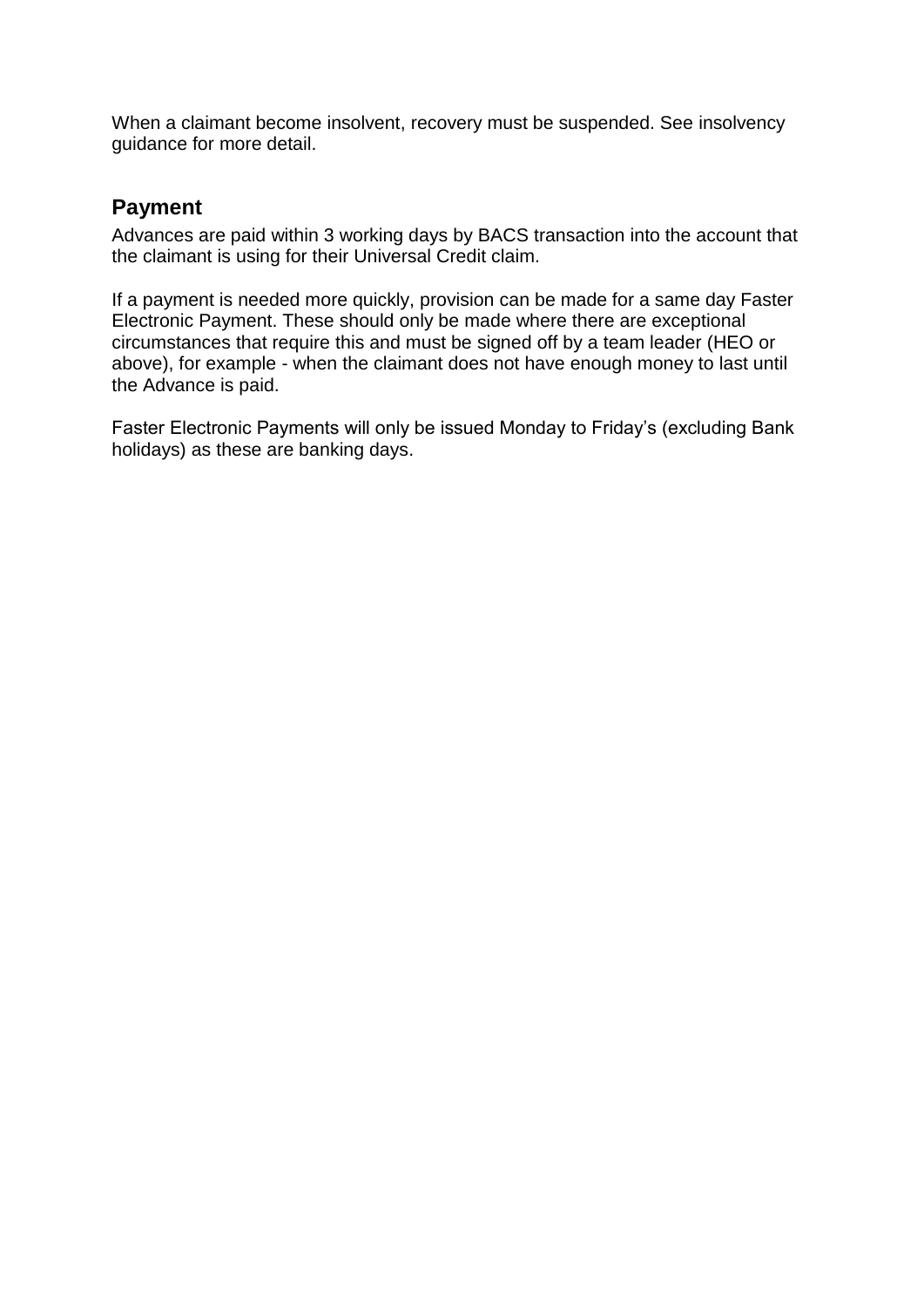When a claimant become insolvent, recovery must be suspended. See insolvency guidance for more detail.

## Payment

Advances are paid within 3 working days by BACS transaction into the account that the claimant is using for their Universal Credit claim.

If a payment is needed more quickly, provision can be made for a same day Faster Electronic Payment. These should only be made where there are exceptional circumstances that require this and must be signed off by a team leader (HEO or above), for example - when the claimant does not have enough money to last until the Advance is paid.

Faster Electronic Payments will only be issued Monday to Friday's (excluding Bank holidays) as these are banking days.